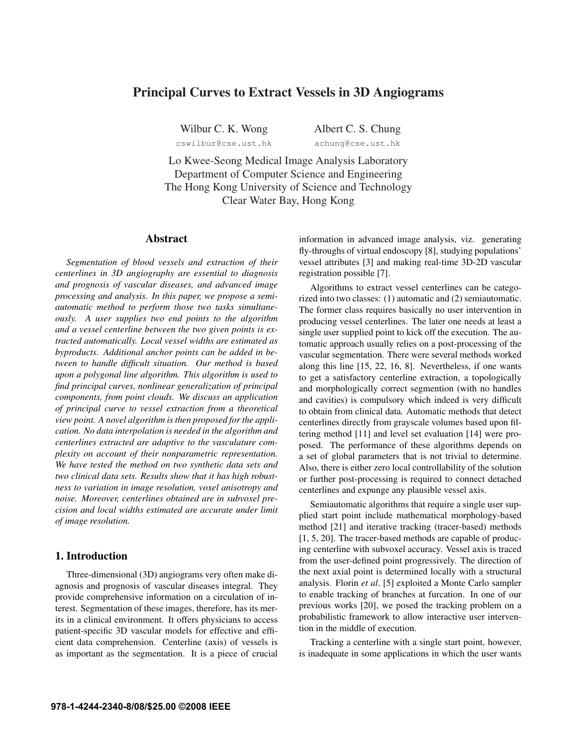# Principal Curves to Extract Vessels in 3D Angiograms

Wilbur C. K. Wong
cswilbur@cse.ust.hk

Albert C. S. Chung
achung@cse.ust.hk

Lo Kwee-Seong Medical Image Analysis Laboratory
Department of Computer Science and Engineering
The Hong Kong University of Science and Technology
Clear Water Bay, Hong Kong

## Abstract

*Segmentation of blood vessels and extraction of their centerlines in 3D angiography are essential to diagnosis and prognosis of vascular diseases, and advanced image processing and analysis. In this paper, we propose a semi-automatic method to perform those two tasks simultaneously. A user supplies two end points to the algorithm and a vessel centerline between the two given points is extracted automatically. Local vessel widths are estimated as byproducts. Additional anchor points can be added in between to handle difficult situation. Our method is based upon a polygonal line algorithm. This algorithm is used to find principal curves, nonlinear generalization of principal components, from point clouds. We discuss an application of principal curve to vessel extraction from a theoretical view point. A novel algorithm is then proposed for the application. No data interpolation is needed in the algorithm and centerlines extracted are adaptive to the vasculature complexity on account of their nonparametric representation. We have tested the method on two synthetic data sets and two clinical data sets. Results show that it has high robustness to variation in image resolution, voxel anisotropy and noise. Moreover, centerlines obtained are in subvoxel precision and local widths estimated are accurate under limit of image resolution.*

## 1. Introduction

Three-dimensional (3D) angiograms very often make diagnosis and prognosis of vascular diseases integral. They provide comprehensive information on a circulation of interest. Segmentation of these images, therefore, has its merits in a clinical environment. It offers physicians to access patient-specific 3D vascular models for effective and efficient data comprehension. Centerline (axis) of vessels is as important as the segmentation. It is a piece of crucial information in advanced image analysis, viz. generating fly-throughs of virtual endoscopy [8], studying populations' vessel attributes [3] and making real-time 3D-2D vascular registration possible [7].

Algorithms to extract vessel centerlines can be categorized into two classes: (1) automatic and (2) semiautomatic. The former class requires basically no user intervention in producing vessel centerlines. The later one needs at least a single user supplied point to kick off the execution. The automatic approach usually relies on a post-processing of the vascular segmentation. There were several methods worked along this line [15, 22, 16, 8]. Nevertheless, if one wants to get a satisfactory centerline extraction, a topologically and morphologically correct segmention (with no handles and cavities) is compulsory which indeed is very difficult to obtain from clinical data. Automatic methods that detect centerlines directly from grayscale volumes based upon filtering method [11] and level set evaluation [14] were proposed. The performance of these algorithms depends on a set of global parameters that is not trivial to determine. Also, there is either zero local controllability of the solution or further post-processing is required to connect detached centerlines and expunge any plausible vessel axis.

Semiautomatic algorithms that require a single user supplied start point include mathematical morphology-based method [21] and iterative tracking (tracer-based) methods [1, 5, 20]. The tracer-based methods are capable of producing centerline with subvoxel accuracy. Vessel axis is traced from the user-defined point progressively. The direction of the next axial point is determined locally with a structural analysis. Florin *et al*. [5] exploited a Monte Carlo sampler to enable tracking of branches at furcation. In one of our previous works [20], we posed the tracking problem on a probabilistic framework to allow interactive user intervention in the middle of execution.

Tracking a centerline with a single start point, however, is inadequate in some applications in which the user wants

978-1-4244-2340-8/08/$25.00 ©2008 IEEE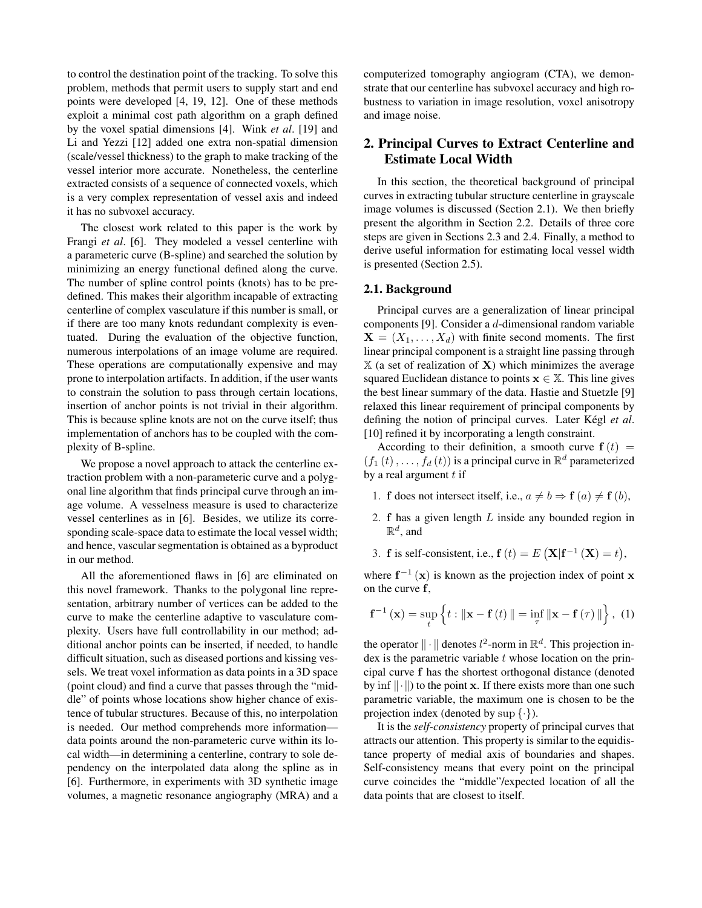to control the destination point of the tracking. To solve this problem, methods that permit users to supply start and end points were developed [4, 19, 12]. One of these methods exploit a minimal cost path algorithm on a graph defined by the voxel spatial dimensions [4]. Wink *et al*. [19] and Li and Yezzi [12] added one extra non-spatial dimension (scale/vessel thickness) to the graph to make tracking of the vessel interior more accurate. Nonetheless, the centerline extracted consists of a sequence of connected voxels, which is a very complex representation of vessel axis and indeed it has no subvoxel accuracy.

The closest work related to this paper is the work by Frangi *et al*. [6]. They modeled a vessel centerline with a parameteric curve (B-spline) and searched the solution by minimizing an energy functional defined along the curve. The number of spline control points (knots) has to be predefined. This makes their algorithm incapable of extracting centerline of complex vasculature if this number is small, or if there are too many knots redundant complexity is eventuated. During the evaluation of the objective function, numerous interpolations of an image volume are required. These operations are computationally expensive and may prone to interpolation artifacts. In addition, if the user wants to constrain the solution to pass through certain locations, insertion of anchor points is not trivial in their algorithm. This is because spline knots are not on the curve itself; thus implementation of anchors has to be coupled with the complexity of B-spline.

We propose a novel approach to attack the centerline extraction problem with a non-parameteric curve and a polygonal line algorithm that finds principal curve through an image volume. A vesselness measure is used to characterize vessel centerlines as in [6]. Besides, we utilize its corresponding scale-space data to estimate the local vessel width; and hence, vascular segmentation is obtained as a byproduct in our method.

All the aforementioned flaws in [6] are eliminated on this novel framework. Thanks to the polygonal line representation, arbitrary number of vertices can be added to the curve to make the centerline adaptive to vasculature complexity. Users have full controllability in our method; additional anchor points can be inserted, if needed, to handle difficult situation, such as diseased portions and kissing vessels. We treat voxel information as data points in a 3D space (point cloud) and find a curve that passes through the "middle" of points whose locations show higher chance of existence of tubular structures. Because of this, no interpolation is needed. Our method comprehends more information—data points around the non-parameteric curve within its local width—in determining a centerline, contrary to sole dependency on the interpolated data along the spline as in [6]. Furthermore, in experiments with 3D synthetic image volumes, a magnetic resonance angiography (MRA) and a computerized tomography angiogram (CTA), we demonstrate that our centerline has subvoxel accuracy and high robustness to variation in image resolution, voxel anisotropy and image noise.

## 2. Principal Curves to Extract Centerline and Estimate Local Width

In this section, the theoretical background of principal curves in extracting tubular structure centerline in grayscale image volumes is discussed (Section 2.1). We then briefly present the algorithm in Section 2.2. Details of three core steps are given in Sections 2.3 and 2.4. Finally, a method to derive useful information for estimating local vessel width is presented (Section 2.5).

### 2.1. Background

Principal curves are a generalization of linear principal components [9]. Consider a $d$-dimensional random variable $\mathbf{X} = (X_1, \ldots, X_d)$ with finite second moments. The first linear principal component is a straight line passing through $\mathbb{X}$ (a set of realization of $\mathbf{X}$) which minimizes the average squared Euclidean distance to points $\mathbf{x} \in \mathbb{X}$. This line gives the best linear summary of the data. Hastie and Stuetzle [9] relaxed this linear requirement of principal components by defining the notion of principal curves. Later Kégl *et al*. [10] refined it by incorporating a length constraint.

According to their definition, a smooth curve $\mathbf{f}(t) = (f_1(t), \ldots, f_d(t))$ is a principal curve in $\mathbb{R}^d$ parameterized by a real argument $t$ if

1. $\mathbf{f}$ does not intersect itself, i.e., $a \neq b \Rightarrow \mathbf{f}(a) \neq \mathbf{f}(b)$,
2. $\mathbf{f}$ has a given length $L$ inside any bounded region in $\mathbb{R}^d$, and
3. $\mathbf{f}$ is self-consistent, i.e., $\mathbf{f}(t) = E\left(\mathbf{X} | \mathbf{f}^{-1}(\mathbf{X}) = t\right)$,

where $\mathbf{f}^{-1}(\mathbf{x})$ is known as the projection index of point $\mathbf{x}$ on the curve $\mathbf{f}$,

$$\mathbf{f}^{-1}(\mathbf{x}) = \sup_t \left\{ t : \|\mathbf{x} - \mathbf{f}(t)\| = \inf_\tau \|\mathbf{x} - \mathbf{f}(\tau)\| \right\}, \quad (1)$$

the operator $\|\cdot\|$ denotes $l^2$-norm in $\mathbb{R}^d$. This projection index is the parametric variable $t$ whose location on the principal curve $\mathbf{f}$ has the shortest orthogonal distance (denoted by $\inf \|\cdot\|$) to the point $\mathbf{x}$. If there exists more than one such parametric variable, the maximum one is chosen to be the projection index (denoted by $\sup\{\cdot\}$).

It is the ***self-consistency*** property of principal curves that attracts our attention. This property is similar to the equidistance property of medial axis of boundaries and shapes. Self-consistency means that every point on the principal curve coincides the "middle"/expected location of all the data points that are closest to itself.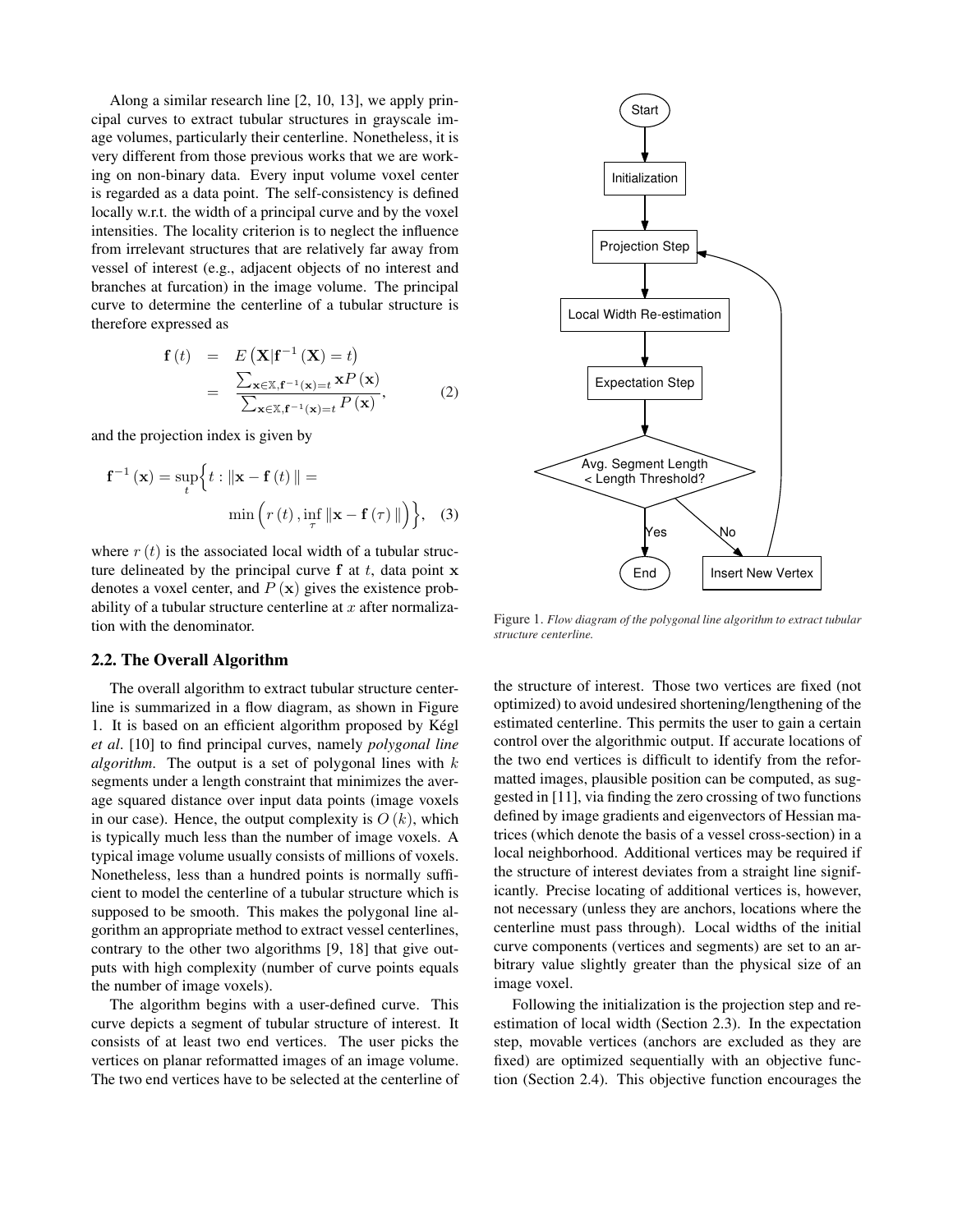Along a similar research line [2, 10, 13], we apply principal curves to extract tubular structures in grayscale image volumes, particularly their centerline. Nonetheless, it is very different from those previous works that we are working on non-binary data. Every input volume voxel center is regarded as a data point. The self-consistency is defined locally w.r.t. the width of a principal curve and by the voxel intensities. The locality criterion is to neglect the influence from irrelevant structures that are relatively far away from vessel of interest (e.g., adjacent objects of no interest and branches at furcation) in the image volume. The principal curve to determine the centerline of a tubular structure is therefore expressed as

$$\begin{aligned} \mathbf{f}(t) &= E\left(\mathbf{X}|\mathbf{f}^{-1}(\mathbf{X}) = t\right) \\ &= \frac{\sum_{\mathbf{x}\in\mathbb{X},\mathbf{f}^{-1}(\mathbf{x})=t} \mathbf{x}P(\mathbf{x})}{\sum_{\mathbf{x}\in\mathbb{X},\mathbf{f}^{-1}(\mathbf{x})=t} P(\mathbf{x})}, \end{aligned} \quad (2)$$

and the projection index is given by

$$\mathbf{f}^{-1}(\mathbf{x}) = \sup_{t}\Big\{t : \|\mathbf{x} - \mathbf{f}(t)\| = \min\Big(r(t), \inf_{\tau}\|\mathbf{x} - \mathbf{f}(\tau)\|\Big)\Big\}, \quad (3)$$

where $r(t)$ is the associated local width of a tubular structure delineated by the principal curve $\mathbf{f}$ at $t$, data point $\mathbf{x}$ denotes a voxel center, and $P(\mathbf{x})$ gives the existence probability of a tubular structure centerline at $x$ after normalization with the denominator.

## 2.2. The Overall Algorithm

The overall algorithm to extract tubular structure centerline is summarized in a flow diagram, as shown in Figure 1. It is based on an efficient algorithm proposed by Kégl *et al*. [10] to find principal curves, namely *polygonal line algorithm*. The output is a set of polygonal lines with $k$ segments under a length constraint that minimizes the average squared distance over input data points (image voxels in our case). Hence, the output complexity is $O(k)$, which is typically much less than the number of image voxels. A typical image volume usually consists of millions of voxels. Nonetheless, less than a hundred points is normally sufficient to model the centerline of a tubular structure which is supposed to be smooth. This makes the polygonal line algorithm an appropriate method to extract vessel centerlines, contrary to the other two algorithms [9, 18] that give outputs with high complexity (number of curve points equals the number of image voxels).

The algorithm begins with a user-defined curve. This curve depicts a segment of tubular structure of interest. It consists of at least two end vertices. The user picks the vertices on planar reformatted images of an image volume. The two end vertices have to be selected at the centerline of the structure of interest. Those two vertices are fixed (not optimized) to avoid undesired shortening/lengthening of the estimated centerline. This permits the user to gain a certain control over the algorithmic output. If accurate locations of the two end vertices is difficult to identify from the reformatted images, plausible position can be computed, as suggested in [11], via finding the zero crossing of two functions defined by image gradients and eigenvectors of Hessian matrices (which denote the basis of a vessel cross-section) in a local neighborhood. Additional vertices may be required if the structure of interest deviates from a straight line significantly. Precise locating of additional vertices is, however, not necessary (unless they are anchors, locations where the centerline must pass through). Local widths of the initial curve components (vertices and segments) are set to an arbitrary value slightly greater than the physical size of an image voxel.

Start → Initialization → Projection Step → Local Width Re-estimation → Expectation Step → Avg. Segment Length < Length Threshold? — Yes → End; No → Insert New Vertex → Projection Step

Figure 1. *Flow diagram of the polygonal line algorithm to extract tubular structure centerline.*

Following the initialization is the projection step and re-estimation of local width (Section 2.3). In the expectation step, movable vertices (anchors are excluded as they are fixed) are optimized sequentially with an objective function (Section 2.4). This objective function encourages the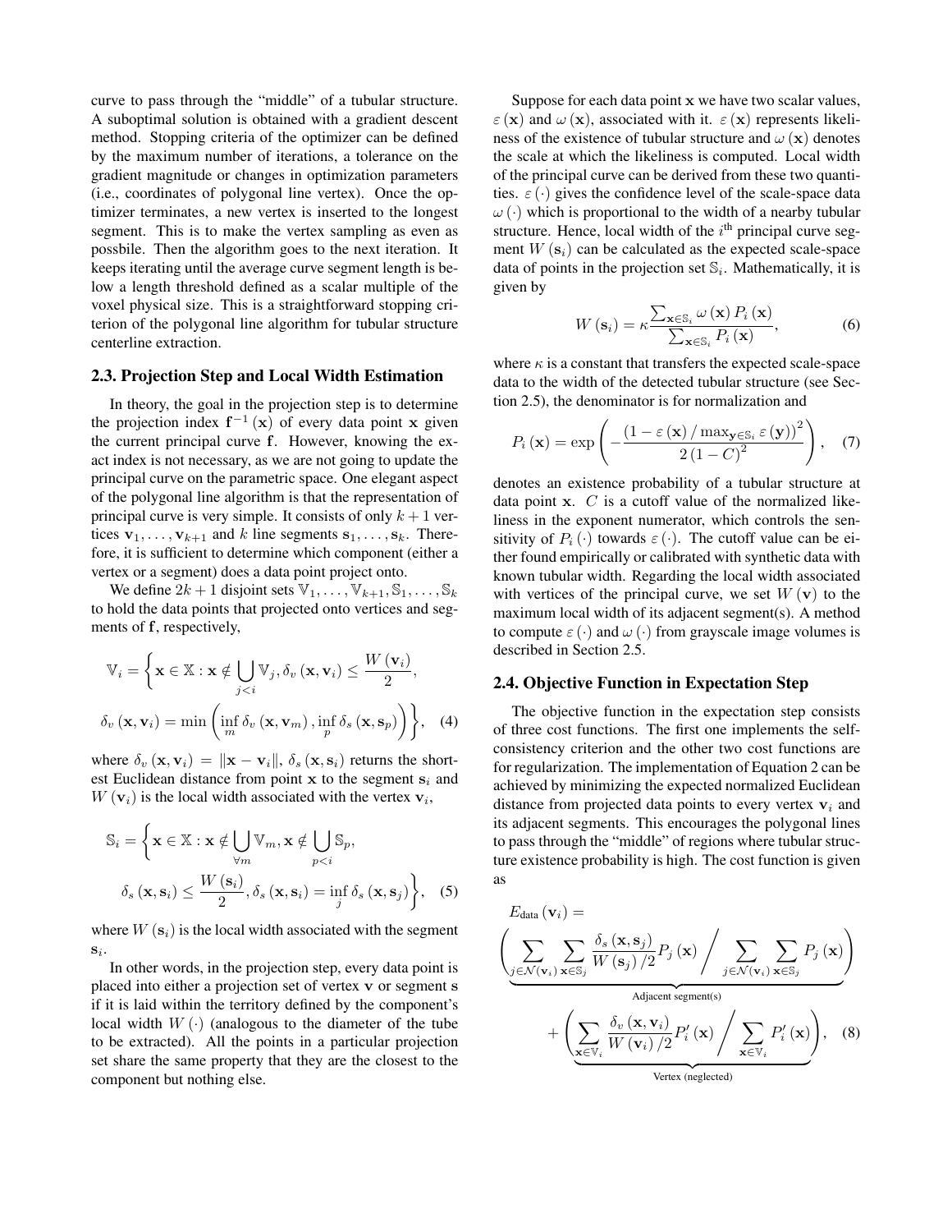curve to pass through the "middle" of a tubular structure. A suboptimal solution is obtained with a gradient descent method. Stopping criteria of the optimizer can be defined by the maximum number of iterations, a tolerance on the gradient magnitude or changes in optimization parameters (i.e., coordinates of polygonal line vertex). Once the optimizer terminates, a new vertex is inserted to the longest segment. This is to make the vertex sampling as even as possbile. Then the algorithm goes to the next iteration. It keeps iterating until the average curve segment length is below a length threshold defined as a scalar multiple of the voxel physical size. This is a straightforward stopping criterion of the polygonal line algorithm for tubular structure centerline extraction.

### 2.3. Projection Step and Local Width Estimation

In theory, the goal in the projection step is to determine the projection index $\mathbf{f}^{-1}(\mathbf{x})$ of every data point $\mathbf{x}$ given the current principal curve $\mathbf{f}$. However, knowing the exact index is not necessary, as we are not going to update the principal curve on the parametric space. One elegant aspect of the polygonal line algorithm is that the representation of principal curve is very simple. It consists of only $k+1$ vertices $\mathbf{v}_1, \ldots, \mathbf{v}_{k+1}$ and $k$ line segments $\mathbf{s}_1, \ldots, \mathbf{s}_k$. Therefore, it is sufficient to determine which component (either a vertex or a segment) does a data point project onto.

We define $2k+1$ disjoint sets $\mathbb{V}_1, \ldots, \mathbb{V}_{k+1}, \mathbb{S}_1, \ldots, \mathbb{S}_k$ to hold the data points that projected onto vertices and segments of $\mathbf{f}$, respectively,

$$
\mathbb{V}_i = \Bigg\{ \mathbf{x} \in \mathbb{X} : \mathbf{x} \notin \bigcup_{j<i} \mathbb{V}_j, \delta_v(\mathbf{x}, \mathbf{v}_i) \leq \frac{W(\mathbf{v}_i)}{2},
$$
$$
\delta_v(\mathbf{x}, \mathbf{v}_i) = \min\left( \inf_m \delta_v(\mathbf{x}, \mathbf{v}_m), \inf_p \delta_s(\mathbf{x}, \mathbf{s}_p) \right) \Bigg\}, \quad (4)
$$

where $\delta_v(\mathbf{x}, \mathbf{v}_i) = \|\mathbf{x} - \mathbf{v}_i\|$, $\delta_s(\mathbf{x}, \mathbf{s}_i)$ returns the shortest Euclidean distance from point $\mathbf{x}$ to the segment $\mathbf{s}_i$ and $W(\mathbf{v}_i)$ is the local width associated with the vertex $\mathbf{v}_i$,

$$
\mathbb{S}_i = \Bigg\{ \mathbf{x} \in \mathbb{X} : \mathbf{x} \notin \bigcup_{\forall m} \mathbb{V}_m, \mathbf{x} \notin \bigcup_{p<i} \mathbb{S}_p,
$$
$$
\delta_s(\mathbf{x}, \mathbf{s}_i) \leq \frac{W(\mathbf{s}_i)}{2}, \delta_s(\mathbf{x}, \mathbf{s}_i) = \inf_j \delta_s(\mathbf{x}, \mathbf{s}_j) \Bigg\}, \quad (5)
$$

where $W(\mathbf{s}_i)$ is the local width associated with the segment $\mathbf{s}_i$.

In other words, in the projection step, every data point is placed into either a projection set of vertex $\mathbf{v}$ or segment $\mathbf{s}$ if it is laid within the territory defined by the component's local width $W(\cdot)$ (analogous to the diameter of the tube to be extracted). All the points in a particular projection set share the same property that they are the closest to the component but nothing else.

Suppose for each data point $\mathbf{x}$ we have two scalar values, $\varepsilon(\mathbf{x})$ and $\omega(\mathbf{x})$, associated with it. $\varepsilon(\mathbf{x})$ represents likeliness of the existence of tubular structure and $\omega(\mathbf{x})$ denotes the scale at which the likeliness is computed. Local width of the principal curve can be derived from these two quantities. $\varepsilon(\cdot)$ gives the confidence level of the scale-space data $\omega(\cdot)$ which is proportional to the width of a nearby tubular structure. Hence, local width of the $i^{\text{th}}$ principal curve segment $W(\mathbf{s}_i)$ can be calculated as the expected scale-space data of points in the projection set $\mathbb{S}_i$. Mathematically, it is given by

$$
W(\mathbf{s}_i) = \kappa \frac{\sum_{\mathbf{x} \in \mathbb{S}_i} \omega(\mathbf{x}) P_i(\mathbf{x})}{\sum_{\mathbf{x} \in \mathbb{S}_i} P_i(\mathbf{x})}, \quad (6)
$$

where $\kappa$ is a constant that transfers the expected scale-space data to the width of the detected tubular structure (see Section 2.5), the denominator is for normalization and

$$
P_i(\mathbf{x}) = \exp\left( -\frac{\left(1 - \varepsilon(\mathbf{x}) / \max_{\mathbf{y} \in \mathbb{S}_i} \varepsilon(\mathbf{y})\right)^2}{2(1-C)^2} \right), \quad (7)
$$

denotes an existence probability of a tubular structure at data point $\mathbf{x}$. $C$ is a cutoff value of the normalized likeliness in the exponent numerator, which controls the sensitivity of $P_i(\cdot)$ towards $\varepsilon(\cdot)$. The cutoff value can be either found empirically or calibrated with synthetic data with known tubular width. Regarding the local width associated with vertices of the principal curve, we set $W(\mathbf{v})$ to the maximum local width of its adjacent segment(s). A method to compute $\varepsilon(\cdot)$ and $\omega(\cdot)$ from grayscale image volumes is described in Section 2.5.

### 2.4. Objective Function in Expectation Step

The objective function in the expectation step consists of three cost functions. The first one implements the self-consistency criterion and the other two cost functions are for regularization. The implementation of Equation 2 can be achieved by minimizing the expected normalized Euclidean distance from projected data points to every vertex $\mathbf{v}_i$ and its adjacent segments. This encourages the polygonal lines to pass through the "middle" of regions where tubular structure existence probability is high. The cost function is given as

$$
E_{\text{data}}(\mathbf{v}_i) = \underbrace{\left( \sum_{j \in \mathcal{N}(\mathbf{v}_i)} \sum_{\mathbf{x} \in \mathbb{S}_j} \frac{\delta_s(\mathbf{x}, \mathbf{s}_j)}{W(\mathbf{s}_j)/2} P_j(\mathbf{x}) \Bigg/ \sum_{j \in \mathcal{N}(\mathbf{v}_i)} \sum_{\mathbf{x} \in \mathbb{S}_j} P_j(\mathbf{x}) \right)}_{\text{Adjacent segment(s)}}
$$
$$
+ \underbrace{\left( \sum_{\mathbf{x} \in \mathbb{V}_i} \frac{\delta_v(\mathbf{x}, \mathbf{v}_i)}{W(\mathbf{v}_i)/2} P'_i(\mathbf{x}) \Bigg/ \sum_{\mathbf{x} \in \mathbb{V}_i} P'_i(\mathbf{x}) \right)}_{\text{Vertex (neglected)}}, \quad (8)
$$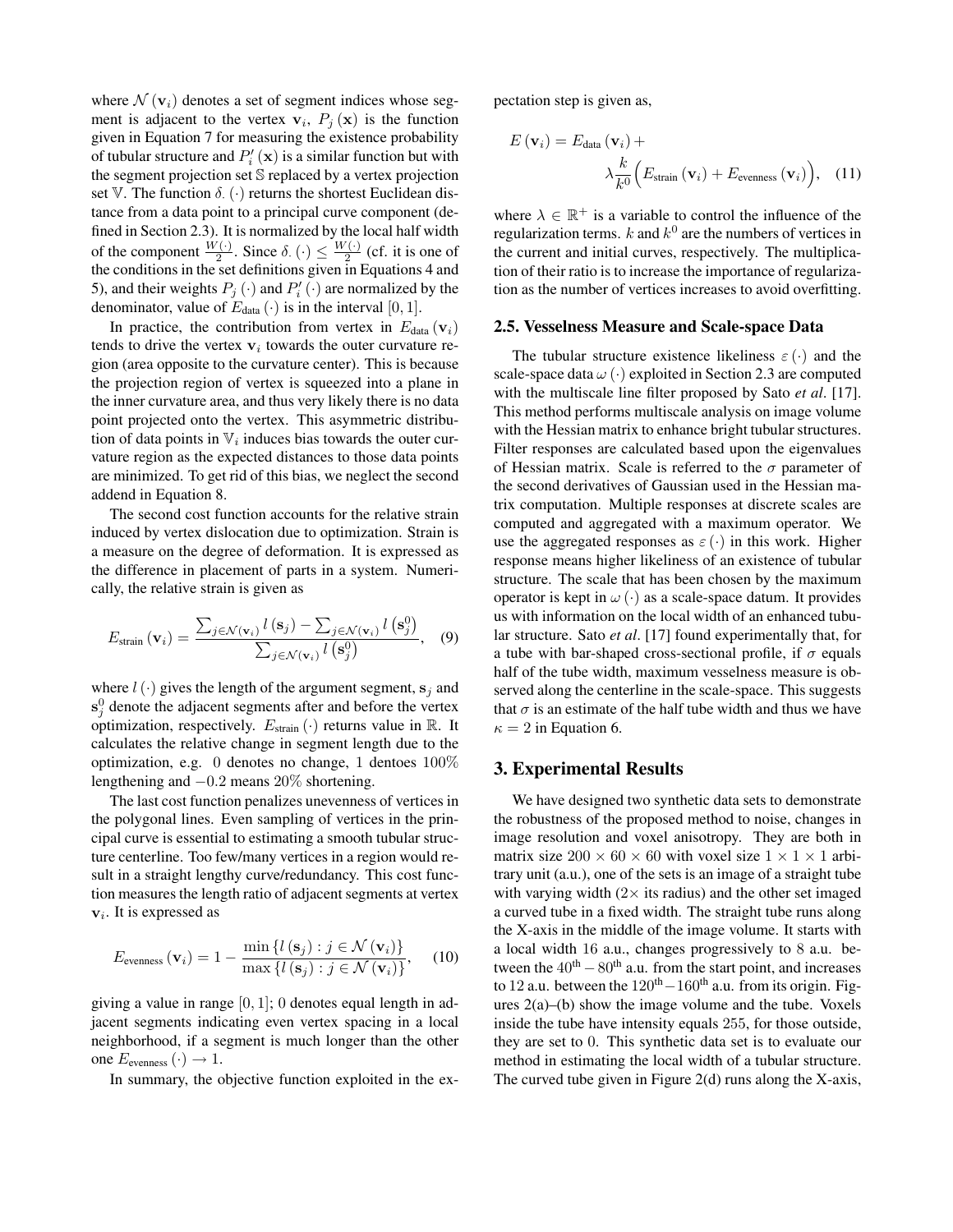where $\mathcal{N}(\mathbf{v}_i)$ denotes a set of segment indices whose segment is adjacent to the vertex $\mathbf{v}_i$, $P_j(\mathbf{x})$ is the function given in Equation 7 for measuring the existence probability of tubular structure and $P_i'(\mathbf{x})$ is a similar function but with the segment projection set $\mathbb{S}$ replaced by a vertex projection set $\mathbb{V}$. The function $\delta_\cdot(\cdot)$ returns the shortest Euclidean distance from a data point to a principal curve component (defined in Section 2.3). It is normalized by the local half width of the component $\frac{W(\cdot)}{2}$. Since $\delta_\cdot(\cdot) \leq \frac{W(\cdot)}{2}$ (cf. it is one of the conditions in the set definitions given in Equations 4 and 5), and their weights $P_j(\cdot)$ and $P_i'(\cdot)$ are normalized by the denominator, value of $E_{\text{data}}(\cdot)$ is in the interval $[0, 1]$.

In practice, the contribution from vertex in $E_{\text{data}}(\mathbf{v}_i)$ tends to drive the vertex $\mathbf{v}_i$ towards the outer curvature region (area opposite to the curvature center). This is because the projection region of vertex is squeezed into a plane in the inner curvature area, and thus very likely there is no data point projected onto the vertex. This asymmetric distribution of data points in $\mathbb{V}_i$ induces bias towards the outer curvature region as the expected distances to those data points are minimized. To get rid of this bias, we neglect the second addend in Equation 8.

The second cost function accounts for the relative strain induced by vertex dislocation due to optimization. Strain is a measure on the degree of deformation. It is expressed as the difference in placement of parts in a system. Numerically, the relative strain is given as

$$E_{\text{strain}}(\mathbf{v}_i) = \frac{\sum_{j \in \mathcal{N}(\mathbf{v}_i)} l(\mathbf{s}_j) - \sum_{j \in \mathcal{N}(\mathbf{v}_i)} l(\mathbf{s}_j^0)}{\sum_{j \in \mathcal{N}(\mathbf{v}_i)} l(\mathbf{s}_j^0)}, \quad (9)$$

where $l(\cdot)$ gives the length of the argument segment, $\mathbf{s}_j$ and $\mathbf{s}_j^0$ denote the adjacent segments after and before the vertex optimization, respectively. $E_{\text{strain}}(\cdot)$ returns value in $\mathbb{R}$. It calculates the relative change in segment length due to the optimization, e.g. $0$ denotes no change, $1$ dentoes $100\%$ lengthening and $-0.2$ means $20\%$ shortening.

The last cost function penalizes unevenness of vertices in the polygonal lines. Even sampling of vertices in the principal curve is essential to estimating a smooth tubular structure centerline. Too few/many vertices in a region would result in a straight lengthy curve/redundancy. This cost function measures the length ratio of adjacent segments at vertex $\mathbf{v}_i$. It is expressed as

$$E_{\text{evenness}}(\mathbf{v}_i) = 1 - \frac{\min\{l(\mathbf{s}_j) : j \in \mathcal{N}(\mathbf{v}_i)\}}{\max\{l(\mathbf{s}_j) : j \in \mathcal{N}(\mathbf{v}_i)\}}, \quad (10)$$

giving a value in range $[0, 1]$; $0$ denotes equal length in adjacent segments indicating even vertex spacing in a local neighborhood, if a segment is much longer than the other one $E_{\text{evenness}}(\cdot) \to 1$.

In summary, the objective function exploited in the expectation step is given as,

$$E(\mathbf{v}_i) = E_{\text{data}}(\mathbf{v}_i) + \lambda \frac{k}{k^0} \Big( E_{\text{strain}}(\mathbf{v}_i) + E_{\text{evenness}}(\mathbf{v}_i) \Big), \quad (11)$$

where $\lambda \in \mathbb{R}^+$ is a variable to control the influence of the regularization terms. $k$ and $k^0$ are the numbers of vertices in the current and initial curves, respectively. The multiplication of their ratio is to increase the importance of regularization as the number of vertices increases to avoid overfitting.

## 2.5. Vesselness Measure and Scale-space Data

The tubular structure existence likeliness $\varepsilon(\cdot)$ and the scale-space data $\omega(\cdot)$ exploited in Section 2.3 are computed with the multiscale line filter proposed by Sato *et al*. [17]. This method performs multiscale analysis on image volume with the Hessian matrix to enhance bright tubular structures. Filter responses are calculated based upon the eigenvalues of Hessian matrix. Scale is referred to the $\sigma$ parameter of the second derivatives of Gaussian used in the Hessian matrix computation. Multiple responses at discrete scales are computed and aggregated with a maximum operator. We use the aggregated responses as $\varepsilon(\cdot)$ in this work. Higher response means higher likeliness of an existence of tubular structure. The scale that has been chosen by the maximum operator is kept in $\omega(\cdot)$ as a scale-space datum. It provides us with information on the local width of an enhanced tubular structure. Sato *et al*. [17] found experimentally that, for a tube with bar-shaped cross-sectional profile, if $\sigma$ equals half of the tube width, maximum vesselness measure is observed along the centerline in the scale-space. This suggests that $\sigma$ is an estimate of the half tube width and thus we have $\kappa = 2$ in Equation 6.

# 3. Experimental Results

We have designed two synthetic data sets to demonstrate the robustness of the proposed method to noise, changes in image resolution and voxel anisotropy. They are both in matrix size $200 \times 60 \times 60$ with voxel size $1 \times 1 \times 1$ arbitrary unit (a.u.), one of the sets is an image of a straight tube with varying width ($2\times$ its radius) and the other set imaged a curved tube in a fixed width. The straight tube runs along the X-axis in the middle of the image volume. It starts with a local width 16 a.u., changes progressively to 8 a.u. between the $40^{\text{th}} - 80^{\text{th}}$ a.u. from the start point, and increases to 12 a.u. between the $120^{\text{th}} - 160^{\text{th}}$ a.u. from its origin. Figures 2(a)–(b) show the image volume and the tube. Voxels inside the tube have intensity equals $255$, for those outside, they are set to $0$. This synthetic data set is to evaluate our method in estimating the local width of a tubular structure. The curved tube given in Figure 2(d) runs along the X-axis,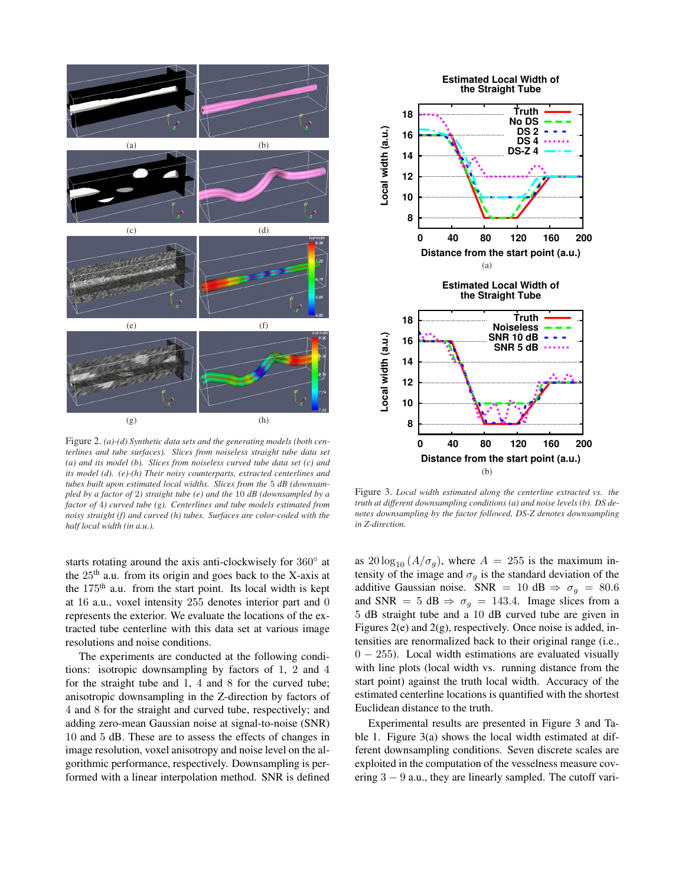Figure 2. *(a)-(d) Synthetic data sets and the generating models (both centerlines and tube surfaces). Slices from noiseless straight tube data set (a) and its model (b). Slices from noiseless curved tube data set (c) and its model (d). (e)-(h) Their noisy counterparts, extracted centerlines and tubes built upon estimated local widths. Slices from the 5 dB (downsampled by a factor of 2) straight tube (e) and the 10 dB (downsampled by a factor of 4) curved tube (g). Centerlines and tube models estimated from noisy straight (f) and curved (h) tubes. Surfaces are color-coded with the half local width (in a.u.).*

Figure 3. *Local width estimated along the centerline extracted vs. the truth at different downsampling conditions (a) and noise levels (b). DS denotes downsampling by the factor followed, DS-Z denotes downsampling in Z-direction.*

starts rotating around the axis anti-clockwisely for $360^\circ$ at the $25^{\text{th}}$ a.u. from its origin and goes back to the X-axis at the $175^{\text{th}}$ a.u. from the start point. Its local width is kept at 16 a.u., voxel intensity 255 denotes interior part and 0 represents the exterior. We evaluate the locations of the extracted tube centerline with this data set at various image resolutions and noise conditions.

The experiments are conducted at the following conditions: isotropic downsampling by factors of 1, 2 and 4 for the straight tube and 1, 4 and 8 for the curved tube; anisotropic downsampling in the Z-direction by factors of 4 and 8 for the straight and curved tube, respectively; and adding zero-mean Gaussian noise at signal-to-noise (SNR) 10 and 5 dB. These are to assess the effects of changes in image resolution, voxel anisotropy and noise level on the algorithmic performance, respectively. Downsampling is performed with a linear interpolation method. SNR is defined as $20\log_{10}(A/\sigma_g)$, where $A = 255$ is the maximum intensity of the image and $\sigma_g$ is the standard deviation of the additive Gaussian noise. SNR $= 10$ dB $\Rightarrow \sigma_g = 80.6$ and SNR $= 5$ dB $\Rightarrow \sigma_g = 143.4$. Image slices from a 5 dB straight tube and a 10 dB curved tube are given in Figures 2(e) and 2(g), respectively. Once noise is added, intensities are renormalized back to their original range (i.e., $0 - 255$). Local width estimations are evaluated visually with line plots (local width vs. running distance from the start point) against the truth local width. Accuracy of the estimated centerline locations is quantified with the shortest Euclidean distance to the truth.

Experimental results are presented in Figure 3 and Table 1. Figure 3(a) shows the local width estimated at different downsampling conditions. Seven discrete scales are exploited in the computation of the vesselness measure covering $3 - 9$ a.u., they are linearly sampled. The cutoff vari-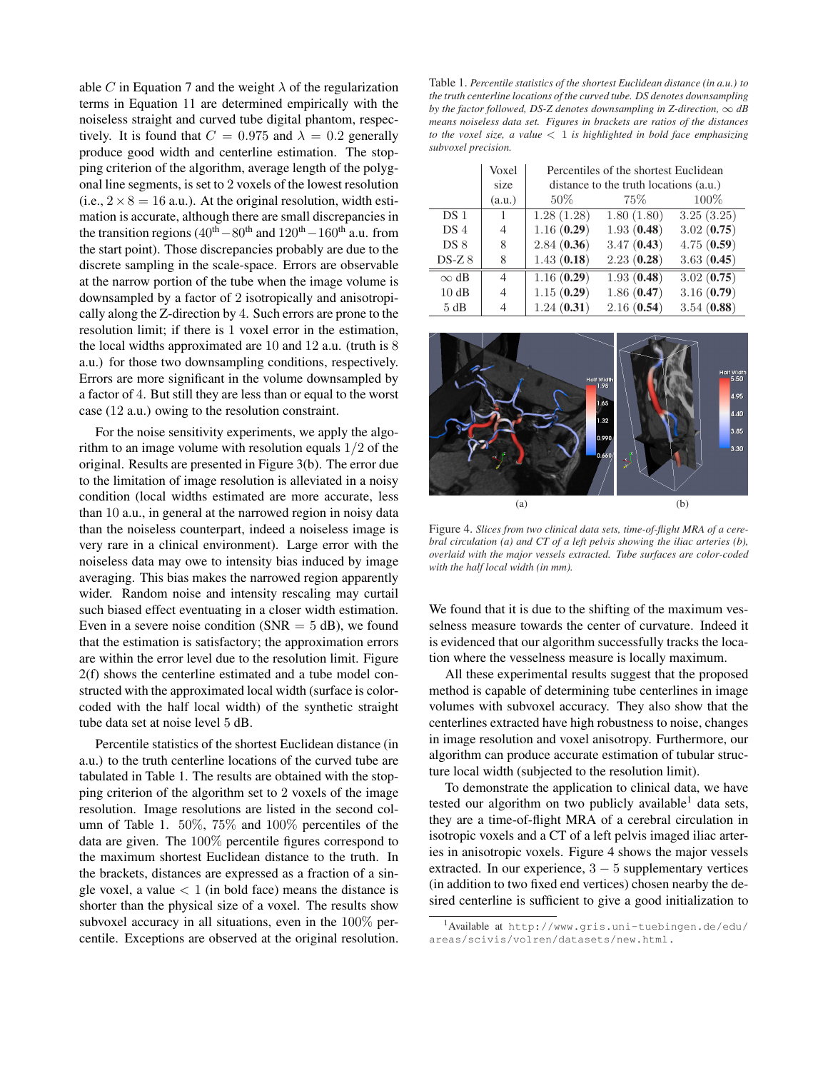able $C$ in Equation 7 and the weight $\lambda$ of the regularization terms in Equation 11 are determined empirically with the noiseless straight and curved tube digital phantom, respectively. It is found that $C = 0.975$ and $\lambda = 0.2$ generally produce good width and centerline estimation. The stopping criterion of the algorithm, average length of the polygonal line segments, is set to 2 voxels of the lowest resolution (i.e., $2 \times 8 = 16$ a.u.). At the original resolution, width estimation is accurate, although there are small discrepancies in the transition regions ($40^{\text{th}} - 80^{\text{th}}$ and $120^{\text{th}} - 160^{\text{th}}$ a.u. from the start point). Those discrepancies probably are due to the discrete sampling in the scale-space. Errors are observable at the narrow portion of the tube when the image volume is downsampled by a factor of 2 isotropically and anisotropically along the Z-direction by 4. Such errors are prone to the resolution limit; if there is 1 voxel error in the estimation, the local widths approximated are 10 and 12 a.u. (truth is 8 a.u.) for those two downsampling conditions, respectively. Errors are more significant in the volume downsampled by a factor of 4. But still they are less than or equal to the worst case (12 a.u.) owing to the resolution constraint.

For the noise sensitivity experiments, we apply the algorithm to an image volume with resolution equals $1/2$ of the original. Results are presented in Figure 3(b). The error due to the limitation of image resolution is alleviated in a noisy condition (local widths estimated are more accurate, less than 10 a.u., in general at the narrowed region in noisy data than the noiseless counterpart, indeed a noiseless image is very rare in a clinical environment). Large error with the noiseless data may owe to intensity bias induced by image averaging. This bias makes the narrowed region apparently wider. Random noise and intensity rescaling may curtail such biased effect eventuating in a closer width estimation. Even in a severe noise condition (SNR $= 5$ dB), we found that the estimation is satisfactory; the approximation errors are within the error level due to the resolution limit. Figure 2(f) shows the centerline estimated and a tube model constructed with the approximated local width (surface is color-coded with the half local width) of the synthetic straight tube data set at noise level 5 dB.

Percentile statistics of the shortest Euclidean distance (in a.u.) to the truth centerline locations of the curved tube are tabulated in Table 1. The results are obtained with the stopping criterion of the algorithm set to 2 voxels of the image resolution. Image resolutions are listed in the second column of Table 1. 50%, 75% and 100% percentiles of the data are given. The 100% percentile figures correspond to the maximum shortest Euclidean distance to the truth. In the brackets, distances are expressed as a fraction of a single voxel, a value $< 1$ (in bold face) means the distance is shorter than the physical size of a voxel. The results show subvoxel accuracy in all situations, even in the 100% percentile. Exceptions are observed at the original resolution.

Table 1. *Percentile statistics of the shortest Euclidean distance (in a.u.) to the truth centerline locations of the curved tube. DS denotes downsampling by the factor followed, DS-Z denotes downsampling in Z-direction, $\infty$ dB means noiseless data set. Figures in brackets are ratios of the distances to the voxel size, a value $< 1$ is highlighted in bold face emphasizing subvoxel precision.*

| | Voxel size (a.u.) | Percentiles of the shortest Euclidean distance to the truth locations (a.u.) | | |
|---|---|---|---|---|
| | | 50% | 75% | 100% |
| DS 1 | 1 | 1.28 (1.28) | 1.80 (1.80) | 3.25 (3.25) |
| DS 4 | 4 | 1.16 (**0.29**) | 1.93 (**0.48**) | 3.02 (**0.75**) |
| DS 8 | 8 | 2.84 (**0.36**) | 3.47 (**0.43**) | 4.75 (**0.59**) |
| DS-Z 8 | 8 | 1.43 (**0.18**) | 2.23 (**0.28**) | 3.63 (**0.45**) |
| $\infty$ dB | 4 | 1.16 (**0.29**) | 1.93 (**0.48**) | 3.02 (**0.75**) |
| 10 dB | 4 | 1.15 (**0.29**) | 1.86 (**0.47**) | 3.16 (**0.79**) |
| 5 dB | 4 | 1.24 (**0.31**) | 2.16 (**0.54**) | 3.54 (**0.88**) |

Figure 4. *Slices from two clinical data sets, time-of-flight MRA of a cerebral circulation (a) and CT of a left pelvis showing the iliac arteries (b), overlaid with the major vessels extracted. Tube surfaces are color-coded with the half local width (in mm).*

We found that it is due to the shifting of the maximum vesselness measure towards the center of curvature. Indeed it is evidenced that our algorithm successfully tracks the location where the vesselness measure is locally maximum.

All these experimental results suggest that the proposed method is capable of determining tube centerlines in image volumes with subvoxel accuracy. They also show that the centerlines extracted have high robustness to noise, changes in image resolution and voxel anisotropy. Furthermore, our algorithm can produce accurate estimation of tubular structure local width (subjected to the resolution limit).

To demonstrate the application to clinical data, we have tested our algorithm on two publicly available[1] data sets, they are a time-of-flight MRA of a cerebral circulation in isotropic voxels and a CT of a left pelvis imaged iliac arteries in anisotropic voxels. Figure 4 shows the major vessels extracted. In our experience, $3 - 5$ supplementary vertices (in addition to two fixed end vertices) chosen nearby the desired centerline is sufficient to give a good initialization to

[1] Available at `http://www.gris.uni-tuebingen.de/edu/areas/scivis/volren/datasets/new.html`.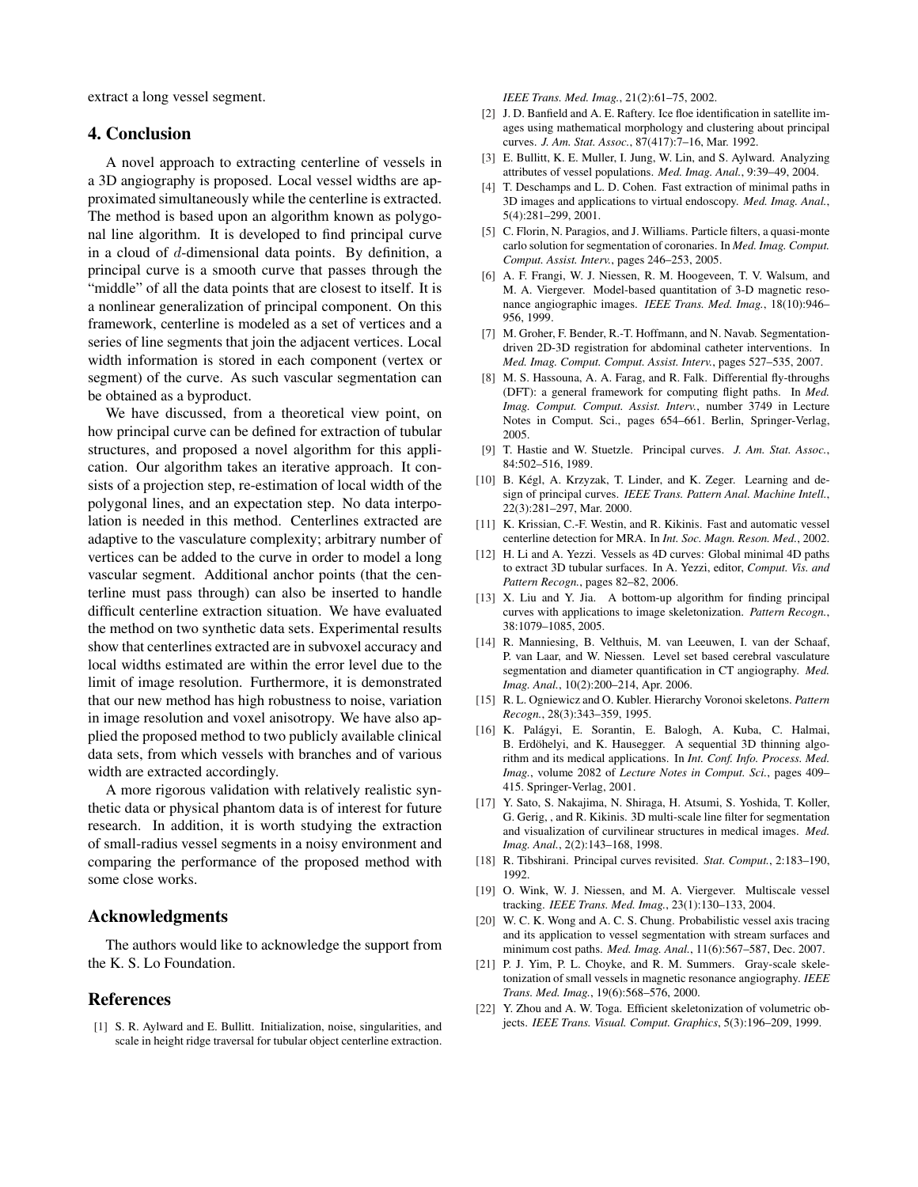extract a long vessel segment.

## 4. Conclusion

A novel approach to extracting centerline of vessels in a 3D angiography is proposed. Local vessel widths are approximated simultaneously while the centerline is extracted. The method is based upon an algorithm known as polygonal line algorithm. It is developed to find principal curve in a cloud of $d$-dimensional data points. By definition, a principal curve is a smooth curve that passes through the "middle" of all the data points that are closest to itself. It is a nonlinear generalization of principal component. On this framework, centerline is modeled as a set of vertices and a series of line segments that join the adjacent vertices. Local width information is stored in each component (vertex or segment) of the curve. As such vascular segmentation can be obtained as a byproduct.

We have discussed, from a theoretical view point, on how principal curve can be defined for extraction of tubular structures, and proposed a novel algorithm for this application. Our algorithm takes an iterative approach. It consists of a projection step, re-estimation of local width of the polygonal lines, and an expectation step. No data interpolation is needed in this method. Centerlines extracted are adaptive to the vasculature complexity; arbitrary number of vertices can be added to the curve in order to model a long vascular segment. Additional anchor points (that the centerline must pass through) can also be inserted to handle difficult centerline extraction situation. We have evaluated the method on two synthetic data sets. Experimental results show that centerlines extracted are in subvoxel accuracy and local widths estimated are within the error level due to the limit of image resolution. Furthermore, it is demonstrated that our new method has high robustness to noise, variation in image resolution and voxel anisotropy. We have also applied the proposed method to two publicly available clinical data sets, from which vessels with branches and of various width are extracted accordingly.

A more rigorous validation with relatively realistic synthetic data or physical phantom data is of interest for future research. In addition, it is worth studying the extraction of small-radius vessel segments in a noisy environment and comparing the performance of the proposed method with some close works.

## Acknowledgments

The authors would like to acknowledge the support from the K. S. Lo Foundation.

## References

[1] S. R. Aylward and E. Bullitt. Initialization, noise, singularities, and scale in height ridge traversal for tubular object centerline extraction. *IEEE Trans. Med. Imag.*, 21(2):61–75, 2002.

[2] J. D. Banfield and A. E. Raftery. Ice floe identification in satellite images using mathematical morphology and clustering about principal curves. *J. Am. Stat. Assoc.*, 87(417):7–16, Mar. 1992.

[3] E. Bullitt, K. E. Muller, I. Jung, W. Lin, and S. Aylward. Analyzing attributes of vessel populations. *Med. Imag. Anal.*, 9:39–49, 2004.

[4] T. Deschamps and L. D. Cohen. Fast extraction of minimal paths in 3D images and applications to virtual endoscopy. *Med. Imag. Anal.*, 5(4):281–299, 2001.

[5] C. Florin, N. Paragios, and J. Williams. Particle filters, a quasi-monte carlo solution for segmentation of coronaries. In *Med. Imag. Comput. Comput. Assist. Interv.*, pages 246–253, 2005.

[6] A. F. Frangi, W. J. Niessen, R. M. Hoogeveen, T. V. Walsum, and M. A. Viergever. Model-based quantitation of 3-D magnetic resonance angiographic images. *IEEE Trans. Med. Imag.*, 18(10):946–956, 1999.

[7] M. Groher, F. Bender, R.-T. Hoffmann, and N. Navab. Segmentation-driven 2D-3D registration for abdominal catheter interventions. In *Med. Imag. Comput. Comput. Assist. Interv.*, pages 527–535, 2007.

[8] M. S. Hassouna, A. A. Farag, and R. Falk. Differential fly-throughs (DFT): a general framework for computing flight paths. In *Med. Imag. Comput. Comput. Assist. Interv.*, number 3749 in Lecture Notes in Comput. Sci., pages 654–661. Berlin, Springer-Verlag, 2005.

[9] T. Hastie and W. Stuetzle. Principal curves. *J. Am. Stat. Assoc.*, 84:502–516, 1989.

[10] B. Kégl, A. Krzyzak, T. Linder, and K. Zeger. Learning and design of principal curves. *IEEE Trans. Pattern Anal. Machine Intell.*, 22(3):281–297, Mar. 2000.

[11] K. Krissian, C.-F. Westin, and R. Kikinis. Fast and automatic vessel centerline detection for MRA. In *Int. Soc. Magn. Reson. Med.*, 2002.

[12] H. Li and A. Yezzi. Vessels as 4D curves: Global minimal 4D paths to extract 3D tubular surfaces. In A. Yezzi, editor, *Comput. Vis. and Pattern Recogn.*, pages 82–82, 2006.

[13] X. Liu and Y. Jia. A bottom-up algorithm for finding principal curves with applications to image skeletonization. *Pattern Recogn.*, 38:1079–1085, 2005.

[14] R. Manniesing, B. Velthuis, M. van Leeuwen, I. van der Schaaf, P. van Laar, and W. Niessen. Level set based cerebral vasculature segmentation and diameter quantification in CT angiography. *Med. Imag. Anal.*, 10(2):200–214, Apr. 2006.

[15] R. L. Ogniewicz and O. Kubler. Hierarchy Voronoi skeletons. *Pattern Recogn.*, 28(3):343–359, 1995.

[16] K. Palágyi, E. Sorantin, E. Balogh, A. Kuba, C. Halmai, B. Erdöhelyi, and K. Hausegger. A sequential 3D thinning algorithm and its medical applications. In *Int. Conf. Info. Process. Med. Imag.*, volume 2082 of *Lecture Notes in Comput. Sci.*, pages 409–415. Springer-Verlag, 2001.

[17] Y. Sato, S. Nakajima, N. Shiraga, H. Atsumi, S. Yoshida, T. Koller, G. Gerig, , and R. Kikinis. 3D multi-scale line filter for segmentation and visualization of curvilinear structures in medical images. *Med. Imag. Anal.*, 2(2):143–168, 1998.

[18] R. Tibshirani. Principal curves revisited. *Stat. Comput.*, 2:183–190, 1992.

[19] O. Wink, W. J. Niessen, and M. A. Viergever. Multiscale vessel tracking. *IEEE Trans. Med. Imag.*, 23(1):130–133, 2004.

[20] W. C. K. Wong and A. C. S. Chung. Probabilistic vessel axis tracing and its application to vessel segmentation with stream surfaces and minimum cost paths. *Med. Imag. Anal.*, 11(6):567–587, Dec. 2007.

[21] P. J. Yim, P. L. Choyke, and R. M. Summers. Gray-scale skeletonization of small vessels in magnetic resonance angiography. *IEEE Trans. Med. Imag.*, 19(6):568–576, 2000.

[22] Y. Zhou and A. W. Toga. Efficient skeletonization of volumetric objects. *IEEE Trans. Visual. Comput. Graphics*, 5(3):196–209, 1999.